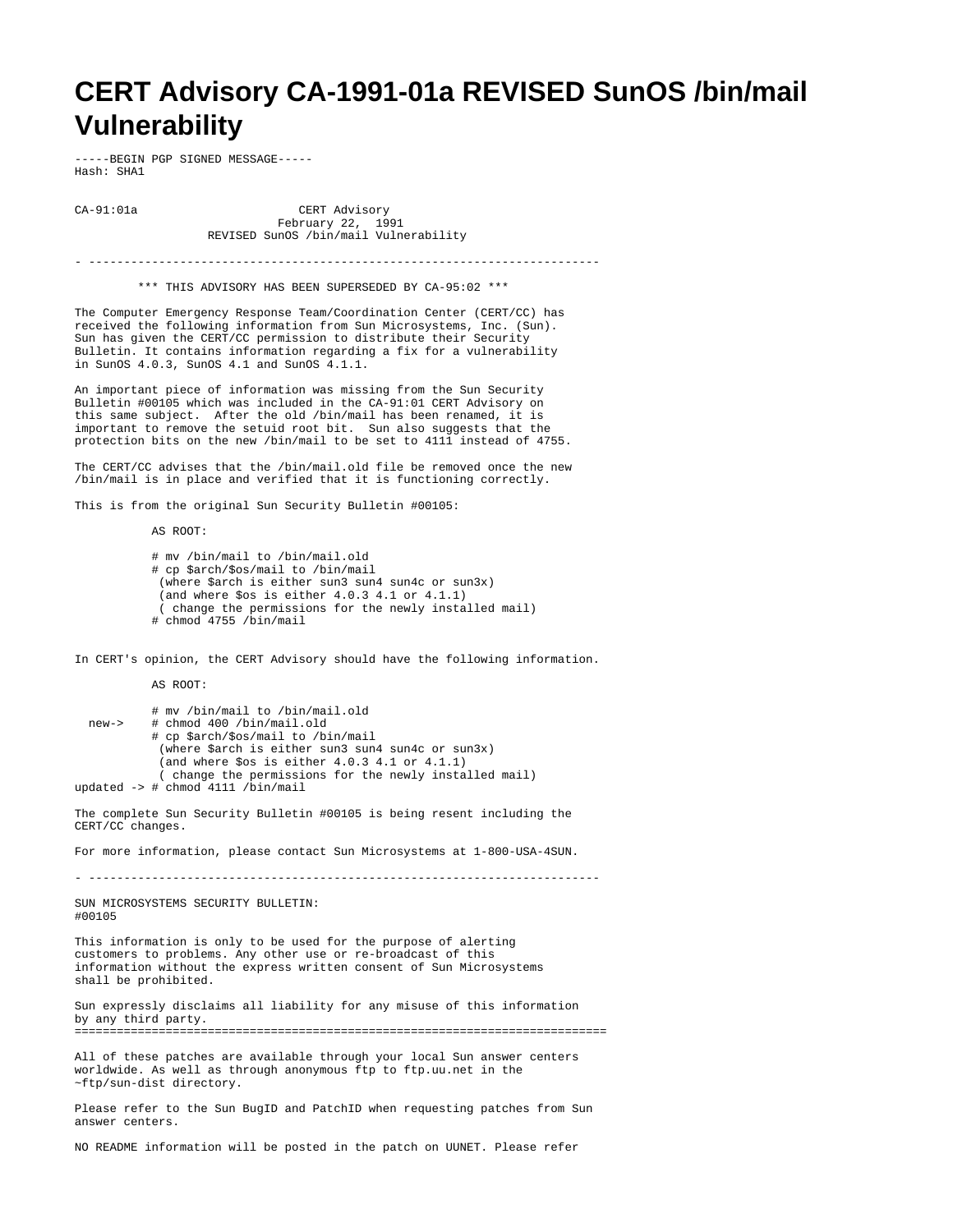# CERT Advisory CA-1991-01a REVISED SunOS /bin/mail Vulnerability

```
-----BEGIN PGP SIGNED MESSAGE-----
Hash: SHA1


CA-91:01a                       CERT Advisory
                             February 22,  1991
                    REVISED SunOS /bin/mail Vulnerability

- ------------------------------------------------------------------------

         *** THIS ADVISORY HAS BEEN SUPERSEDED BY CA-95:02 ***

The Computer Emergency Response Team/Coordination Center (CERT/CC) has
received the following information from Sun Microsystems, Inc. (Sun).
Sun has given the CERT/CC permission to distribute their Security
Bulletin. It contains information regarding a fix for a vulnerability
in SunOS 4.0.3, SunOS 4.1 and SunOS 4.1.1.

An important piece of information was missing from the Sun Security
Bulletin #00105 which was included in the CA-91:01 CERT Advisory on
this same subject.  After the old /bin/mail has been renamed, it is
important to remove the setuid root bit.  Sun also suggests that the
protection bits on the new /bin/mail to be set to 4111 instead of 4755.

The CERT/CC advises that the /bin/mail.old file be removed once the new
/bin/mail is in place and verified that it is functioning correctly.

This is from the original Sun Security Bulletin #00105:

           AS ROOT:

           # mv /bin/mail to /bin/mail.old
           # cp $arch/$os/mail to /bin/mail
            (where $arch is either sun3 sun4 sun4c or sun3x)
            (and where $os is either 4.0.3 4.1 or 4.1.1)
            ( change the permissions for the newly installed mail)
           # chmod 4755 /bin/mail


In CERT's opinion, the CERT Advisory should have the following information.

           AS ROOT:

           # mv /bin/mail to /bin/mail.old
  new->    # chmod 400 /bin/mail.old
           # cp $arch/$os/mail to /bin/mail
            (where $arch is either sun3 sun4 sun4c or sun3x)
            (and where $os is either 4.0.3 4.1 or 4.1.1)
            ( change the permissions for the newly installed mail)
updated -> # chmod 4111 /bin/mail

The complete Sun Security Bulletin #00105 is being resent including the
CERT/CC changes.

For more information, please contact Sun Microsystems at 1-800-USA-4SUN.

- ------------------------------------------------------------------------

SUN MICROSYSTEMS SECURITY BULLETIN:
#00105

This information is only to be used for the purpose of alerting
customers to problems. Any other use or re-broadcast of this
information without the express written consent of Sun Microsystems
shall be prohibited.

Sun expressly disclaims all liability for any misuse of this information
by any third party.
==========================================================================

All of these patches are available through your local Sun answer centers
worldwide. As well as through anonymous ftp to ftp.uu.net in the
~ftp/sun-dist directory.

Please refer to the Sun BugID and PatchID when requesting patches from Sun
answer centers.

NO README information will be posted in the patch on UUNET. Please refer
```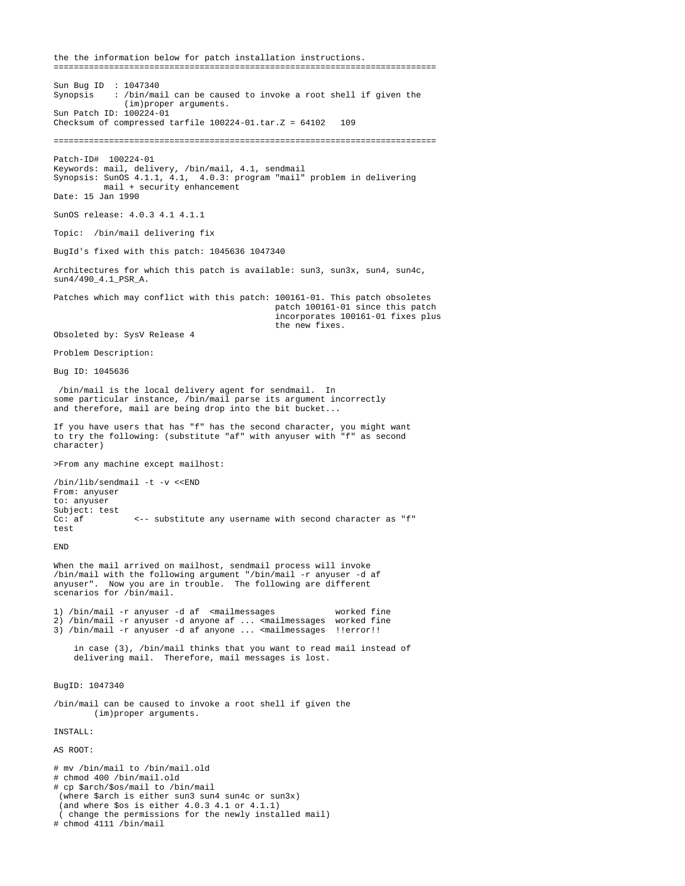the the information below for patch installation instructions.
===========================================================================

Sun Bug ID  : 1047340
Synopsis    : /bin/mail can be caused to invoke a root shell if given the
              (im)proper arguments.
Sun Patch ID: 100224-01
Checksum of compressed tarfile 100224-01.tar.Z = 64102   109

===========================================================================

Patch-ID#  100224-01
Keywords: mail, delivery, /bin/mail, 4.1, sendmail
Synopsis: SunOS 4.1.1, 4.1,  4.0.3: program "mail" problem in delivering
          mail + security enhancement
Date: 15 Jan 1990

SunOS release: 4.0.3 4.1 4.1.1

Topic:  /bin/mail delivering fix

BugId's fixed with this patch: 1045636 1047340

Architectures for which this patch is available: sun3, sun3x, sun4, sun4c,
sun4/490_4.1_PSR_A.

Patches which may conflict with this patch: 100161-01. This patch obsoletes
                                            patch 100161-01 since this patch
                                            incorporates 100161-01 fixes plus
                                            the new fixes.
Obsoleted by: SysV Release 4

Problem Description:

Bug ID: 1045636

/bin/mail is the local delivery agent for sendmail.  In
some particular instance, /bin/mail parse its argument incorrectly
and therefore, mail are being drop into the bit bucket...

If you have users that has "f" has the second character, you might want
to try the following: (substitute "af" with anyuser with "f" as second
character)

>From any machine except mailhost:

```
/bin/lib/sendmail -t -v <<END
From: anyuser
to: anyuser
Subject: test
Cc: af          <-- substitute any username with second character as "f"
test

END
```

When the mail arrived on mailhost, sendmail process will invoke
/bin/mail with the following argument "/bin/mail -r anyuser -d af
anyuser".  Now you are in trouble.  The following are different
scenarios for /bin/mail.

```
1) /bin/mail -r anyuser -d af  <mailmessages           worked fine
2) /bin/mail -r anyuser -d anyone af ... <mailmessages  worked fine
3) /bin/mail -r anyuser -d af anyone ... <mailmessages  !!error!!
```

in case (3), /bin/mail thinks that you want to read mail instead of
delivering mail.  Therefore, mail messages is lost.

BugID: 1047340

/bin/mail can be caused to invoke a root shell if given the
        (im)proper arguments.

INSTALL:

AS ROOT:

```
# mv /bin/mail to /bin/mail.old
# chmod 400 /bin/mail.old
# cp $arch/$os/mail to /bin/mail
 (where $arch is either sun3 sun4 sun4c or sun3x)
 (and where $os is either 4.0.3 4.1 or 4.1.1)
 ( change the permissions for the newly installed mail)
# chmod 4111 /bin/mail
```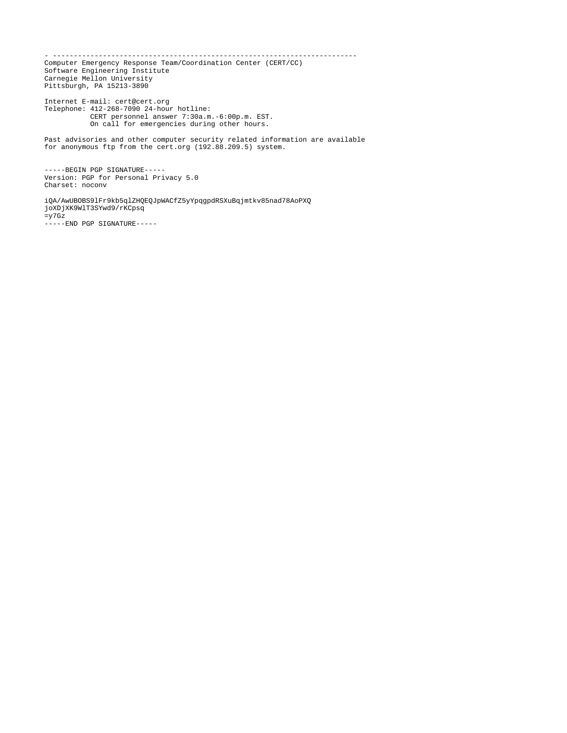- ---------------------------------------------------------------------------

Computer Emergency Response Team/Coordination Center (CERT/CC)
Software Engineering Institute
Carnegie Mellon University
Pittsburgh, PA 15213-3890

Internet E-mail: cert@cert.org
Telephone: 412-268-7090 24-hour hotline:
CERT personnel answer 7:30a.m.-6:00p.m. EST.
On call for emergencies during other hours.

Past advisories and other computer security related information are available for anonymous ftp from the cert.org (192.88.209.5) system.

```
-----BEGIN PGP SIGNATURE-----
Version: PGP for Personal Privacy 5.0
Charset: noconv

iQA/AwUBOBS9lFr9kb5qlZHQEQJpWACfZ5yYpqgpdRSXuBqjmtkv85nad78AoPXQ
joXDjXK9WlT3SYwd9/rKCpsq
=y7Gz
-----END PGP SIGNATURE-----
```